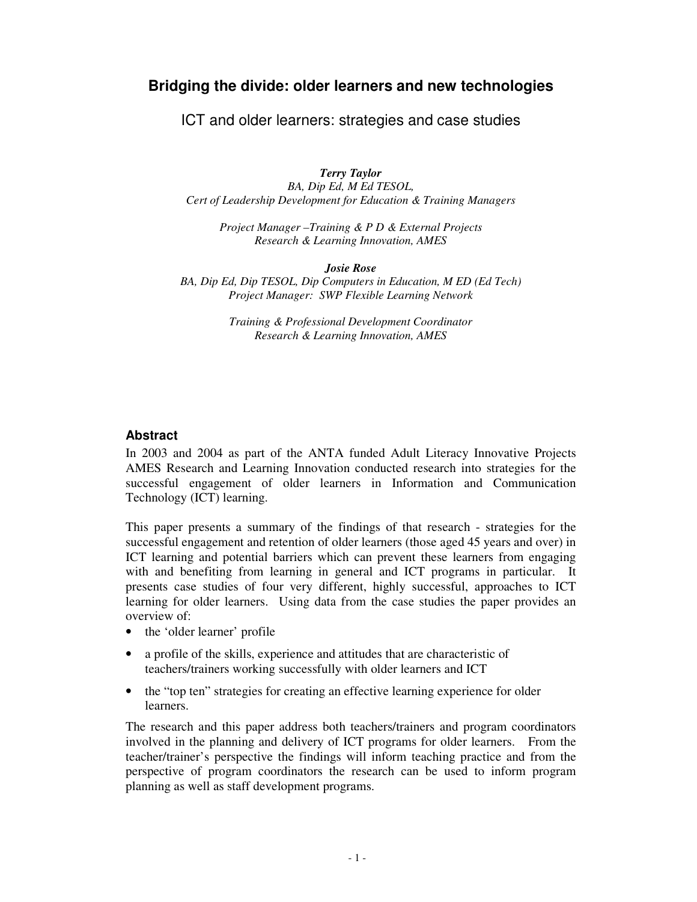# Bridging the divide: older learners and new technologies

## ICT and older learners: strategies and case studies

***Terry Taylor***  
*BA, Dip Ed, M Ed TESOL,*  
*Cert of Leadership Development for Education & Training Managers*

*Project Manager –Training & P D & External Projects*  
*Research & Learning Innovation, AMES*

***Josie Rose***  
*BA, Dip Ed, Dip TESOL, Dip Computers in Education, M ED (Ed Tech)*  
*Project Manager: SWP Flexible Learning Network*

*Training & Professional Development Coordinator*  
*Research & Learning Innovation, AMES*

### Abstract

In 2003 and 2004 as part of the ANTA funded Adult Literacy Innovative Projects AMES Research and Learning Innovation conducted research into strategies for the successful engagement of older learners in Information and Communication Technology (ICT) learning.

This paper presents a summary of the findings of that research - strategies for the successful engagement and retention of older learners (those aged 45 years and over) in ICT learning and potential barriers which can prevent these learners from engaging with and benefiting from learning in general and ICT programs in particular. It presents case studies of four very different, highly successful, approaches to ICT learning for older learners. Using data from the case studies the paper provides an overview of:

- the 'older learner' profile
- a profile of the skills, experience and attitudes that are characteristic of teachers/trainers working successfully with older learners and ICT
- the "top ten" strategies for creating an effective learning experience for older learners.

The research and this paper address both teachers/trainers and program coordinators involved in the planning and delivery of ICT programs for older learners. From the teacher/trainer's perspective the findings will inform teaching practice and from the perspective of program coordinators the research can be used to inform program planning as well as staff development programs.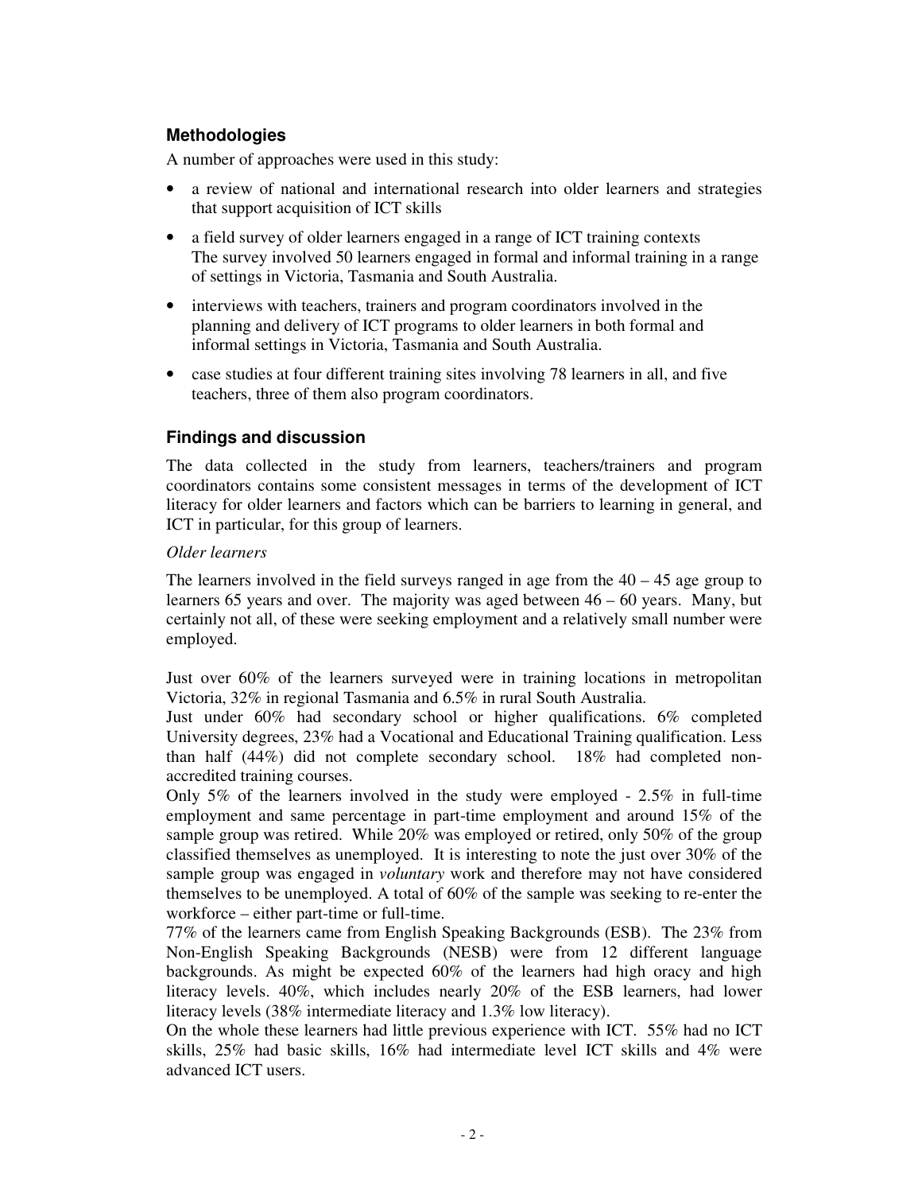## Methodologies

A number of approaches were used in this study:

- a review of national and international research into older learners and strategies that support acquisition of ICT skills
- a field survey of older learners engaged in a range of ICT training contexts
  The survey involved 50 learners engaged in formal and informal training in a range of settings in Victoria, Tasmania and South Australia.
- interviews with teachers, trainers and program coordinators involved in the planning and delivery of ICT programs to older learners in both formal and informal settings in Victoria, Tasmania and South Australia.
- case studies at four different training sites involving 78 learners in all, and five teachers, three of them also program coordinators.

## Findings and discussion

The data collected in the study from learners, teachers/trainers and program coordinators contains some consistent messages in terms of the development of ICT literacy for older learners and factors which can be barriers to learning in general, and ICT in particular, for this group of learners.

*Older learners*

The learners involved in the field surveys ranged in age from the 40 – 45 age group to learners 65 years and over. The majority was aged between 46 – 60 years. Many, but certainly not all, of these were seeking employment and a relatively small number were employed.

Just over 60% of the learners surveyed were in training locations in metropolitan Victoria, 32% in regional Tasmania and 6.5% in rural South Australia.

Just under 60% had secondary school or higher qualifications. 6% completed University degrees, 23% had a Vocational and Educational Training qualification. Less than half (44%) did not complete secondary school. 18% had completed non-accredited training courses.

Only 5% of the learners involved in the study were employed - 2.5% in full-time employment and same percentage in part-time employment and around 15% of the sample group was retired. While 20% was employed or retired, only 50% of the group classified themselves as unemployed. It is interesting to note the just over 30% of the sample group was engaged in *voluntary* work and therefore may not have considered themselves to be unemployed. A total of 60% of the sample was seeking to re-enter the workforce – either part-time or full-time.

77% of the learners came from English Speaking Backgrounds (ESB). The 23% from Non-English Speaking Backgrounds (NESB) were from 12 different language backgrounds. As might be expected 60% of the learners had high oracy and high literacy levels. 40%, which includes nearly 20% of the ESB learners, had lower literacy levels (38% intermediate literacy and 1.3% low literacy).

On the whole these learners had little previous experience with ICT. 55% had no ICT skills, 25% had basic skills, 16% had intermediate level ICT skills and 4% were advanced ICT users.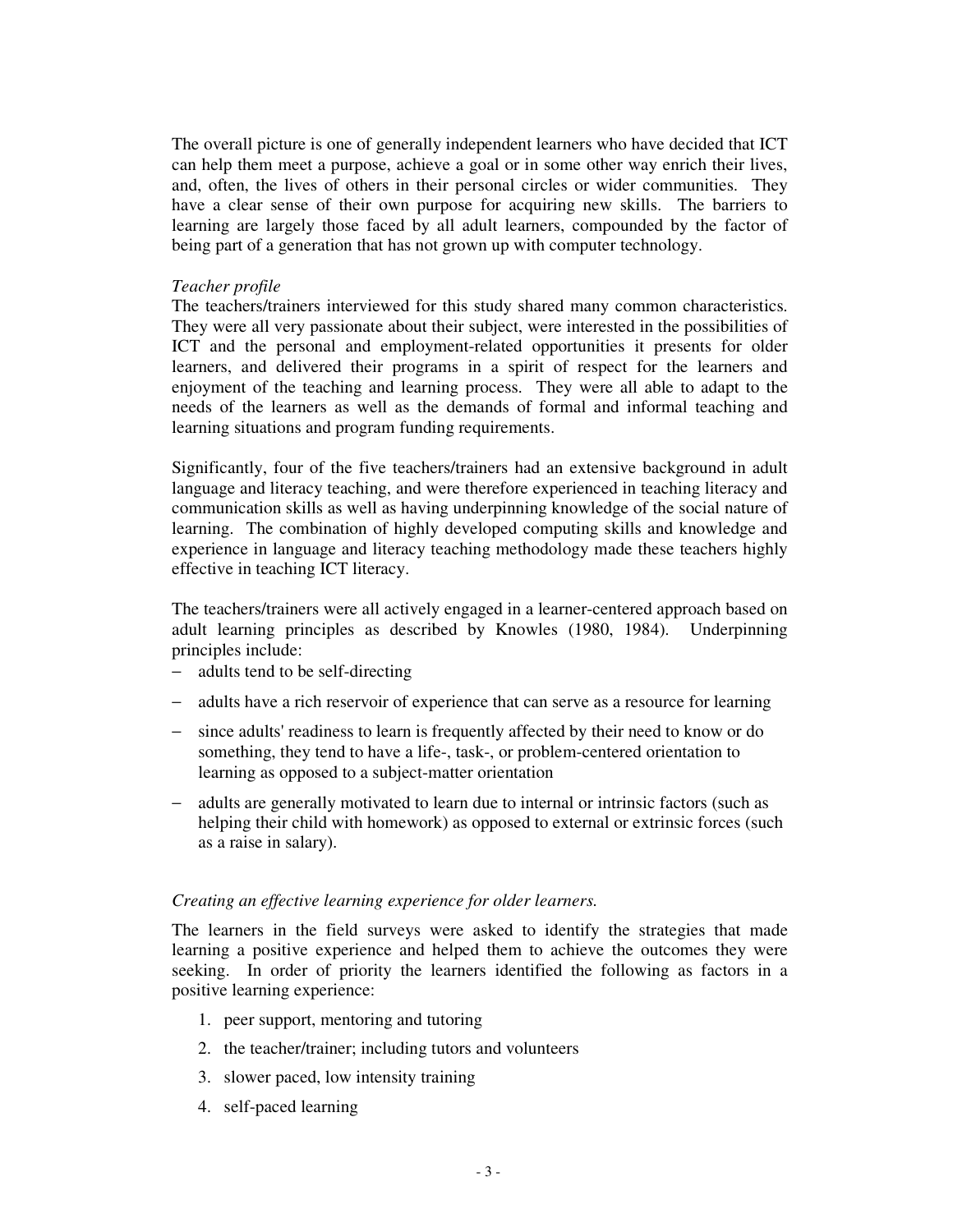The overall picture is one of generally independent learners who have decided that ICT can help them meet a purpose, achieve a goal or in some other way enrich their lives, and, often, the lives of others in their personal circles or wider communities. They have a clear sense of their own purpose for acquiring new skills. The barriers to learning are largely those faced by all adult learners, compounded by the factor of being part of a generation that has not grown up with computer technology.

*Teacher profile*

The teachers/trainers interviewed for this study shared many common characteristics. They were all very passionate about their subject, were interested in the possibilities of ICT and the personal and employment-related opportunities it presents for older learners, and delivered their programs in a spirit of respect for the learners and enjoyment of the teaching and learning process. They were all able to adapt to the needs of the learners as well as the demands of formal and informal teaching and learning situations and program funding requirements.

Significantly, four of the five teachers/trainers had an extensive background in adult language and literacy teaching, and were therefore experienced in teaching literacy and communication skills as well as having underpinning knowledge of the social nature of learning. The combination of highly developed computing skills and knowledge and experience in language and literacy teaching methodology made these teachers highly effective in teaching ICT literacy.

The teachers/trainers were all actively engaged in a learner-centered approach based on adult learning principles as described by Knowles (1980, 1984). Underpinning principles include:

- adults tend to be self-directing
- adults have a rich reservoir of experience that can serve as a resource for learning
- since adults' readiness to learn is frequently affected by their need to know or do something, they tend to have a life-, task-, or problem-centered orientation to learning as opposed to a subject-matter orientation
- adults are generally motivated to learn due to internal or intrinsic factors (such as helping their child with homework) as opposed to external or extrinsic forces (such as a raise in salary).

*Creating an effective learning experience for older learners.*

The learners in the field surveys were asked to identify the strategies that made learning a positive experience and helped them to achieve the outcomes they were seeking. In order of priority the learners identified the following as factors in a positive learning experience:

1. peer support, mentoring and tutoring
2. the teacher/trainer; including tutors and volunteers
3. slower paced, low intensity training
4. self-paced learning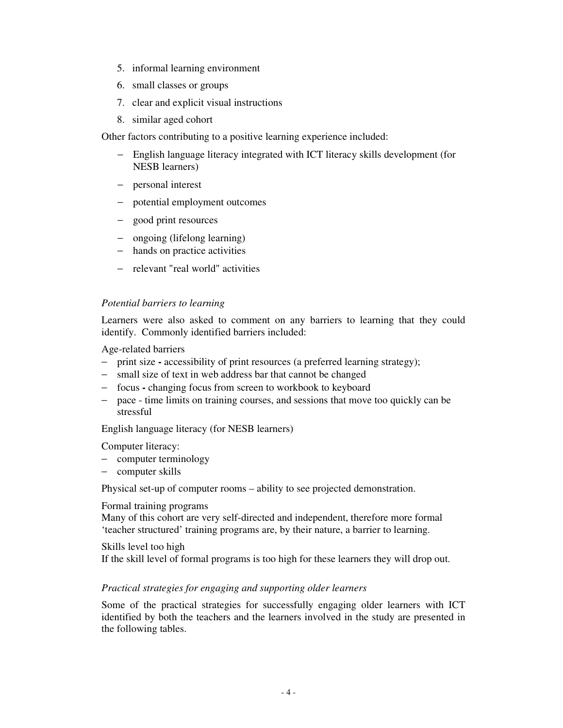5. informal learning environment
6. small classes or groups
7. clear and explicit visual instructions
8. similar aged cohort

Other factors contributing to a positive learning experience included:

- English language literacy integrated with ICT literacy skills development (for NESB learners)
- personal interest
- potential employment outcomes
- good print resources
- ongoing (lifelong learning)
- hands on practice activities
- relevant "real world" activities

*Potential barriers to learning*

Learners were also asked to comment on any barriers to learning that they could identify. Commonly identified barriers included:

Age-related barriers

- print size **-** accessibility of print resources (a preferred learning strategy);
- small size of text in web address bar that cannot be changed
- focus **-** changing focus from screen to workbook to keyboard
- pace - time limits on training courses, and sessions that move too quickly can be stressful

English language literacy (for NESB learners)

Computer literacy:

- computer terminology
- computer skills

Physical set-up of computer rooms – ability to see projected demonstration.

Formal training programs
Many of this cohort are very self-directed and independent, therefore more formal 'teacher structured' training programs are, by their nature, a barrier to learning.

Skills level too high
If the skill level of formal programs is too high for these learners they will drop out.

*Practical strategies for engaging and supporting older learners*

Some of the practical strategies for successfully engaging older learners with ICT identified by both the teachers and the learners involved in the study are presented in the following tables.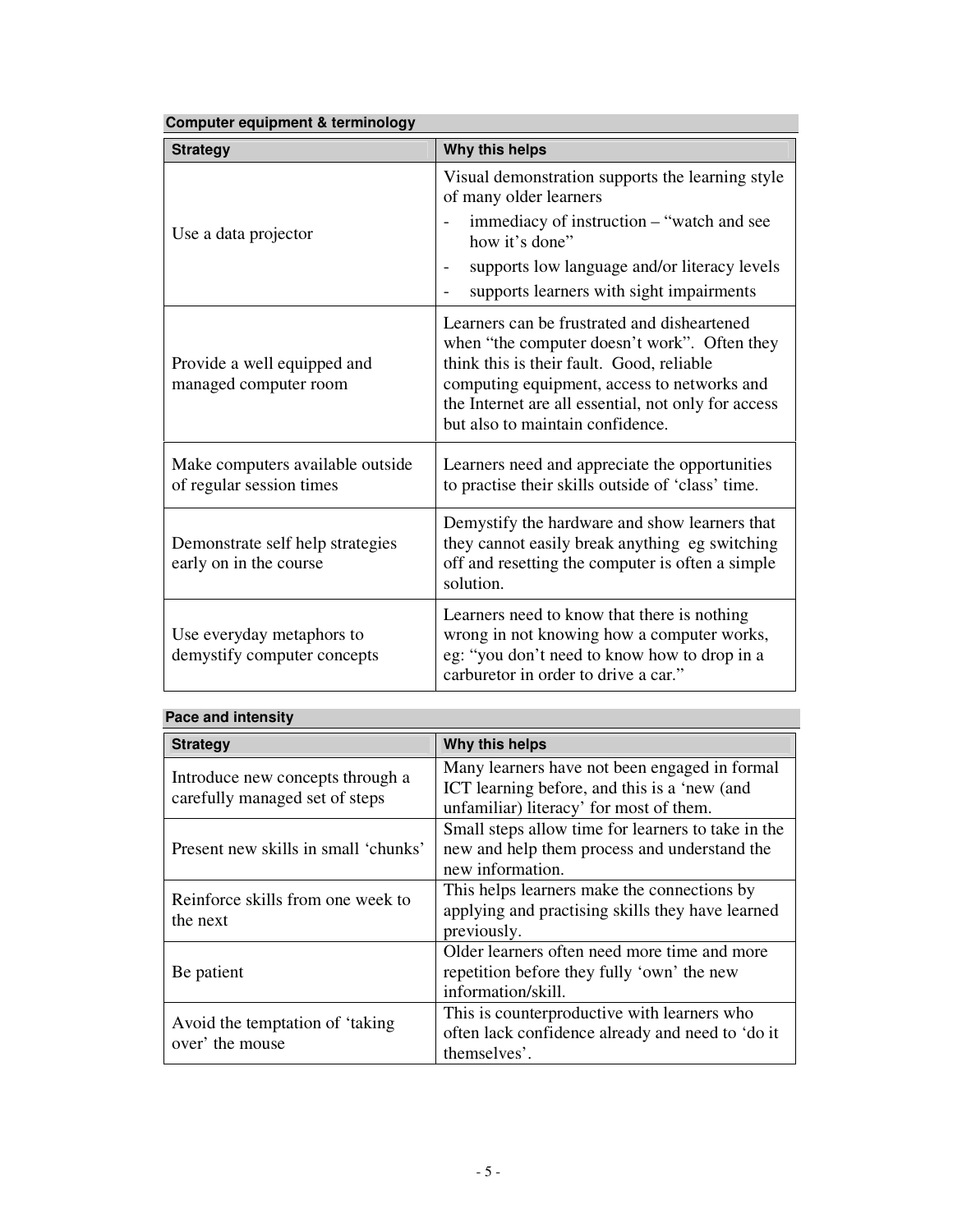**Computer equipment & terminology**

| Strategy | Why this helps |
|---|---|
| Use a data projector | Visual demonstration supports the learning style of many older learners<br>- immediacy of instruction – "watch and see how it's done"<br>- supports low language and/or literacy levels<br>- supports learners with sight impairments |
| Provide a well equipped and managed computer room | Learners can be frustrated and disheartened when "the computer doesn't work". Often they think this is their fault. Good, reliable computing equipment, access to networks and the Internet are all essential, not only for access but also to maintain confidence. |
| Make computers available outside of regular session times | Learners need and appreciate the opportunities to practise their skills outside of 'class' time. |
| Demonstrate self help strategies early on in the course | Demystify the hardware and show learners that they cannot easily break anything eg switching off and resetting the computer is often a simple solution. |
| Use everyday metaphors to demystify computer concepts | Learners need to know that there is nothing wrong in not knowing how a computer works, eg: "you don't need to know how to drop in a carburetor in order to drive a car." |

**Pace and intensity**

| Strategy | Why this helps |
|---|---|
| Introduce new concepts through a carefully managed set of steps | Many learners have not been engaged in formal ICT learning before, and this is a 'new (and unfamiliar) literacy' for most of them. |
| Present new skills in small 'chunks' | Small steps allow time for learners to take in the new and help them process and understand the new information. |
| Reinforce skills from one week to the next | This helps learners make the connections by applying and practising skills they have learned previously. |
| Be patient | Older learners often need more time and more repetition before they fully 'own' the new information/skill. |
| Avoid the temptation of 'taking over' the mouse | This is counterproductive with learners who often lack confidence already and need to 'do it themselves'. |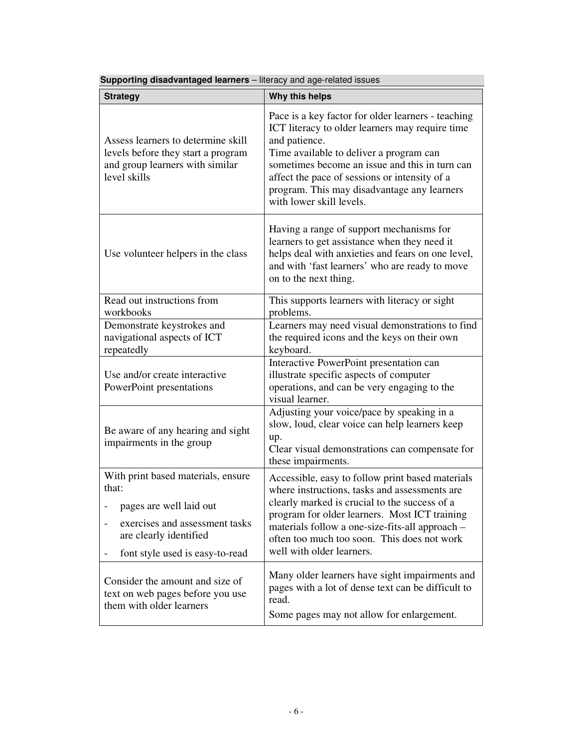**Supporting disadvantaged learners** – literacy and age-related issues

| Strategy | Why this helps |
|---|---|
| Assess learners to determine skill levels before they start a program and group learners with similar level skills | Pace is a key factor for older learners - teaching ICT literacy to older learners may require time and patience.<br>Time available to deliver a program can sometimes become an issue and this in turn can affect the pace of sessions or intensity of a program. This may disadvantage any learners with lower skill levels. |
| Use volunteer helpers in the class | Having a range of support mechanisms for learners to get assistance when they need it helps deal with anxieties and fears on one level, and with 'fast learners' who are ready to move on to the next thing. |
| Read out instructions from workbooks | This supports learners with literacy or sight problems. |
| Demonstrate keystrokes and navigational aspects of ICT repeatedly | Learners may need visual demonstrations to find the required icons and the keys on their own keyboard. |
| Use and/or create interactive PowerPoint presentations | Interactive PowerPoint presentation can illustrate specific aspects of computer operations, and can be very engaging to the visual learner. |
| Be aware of any hearing and sight impairments in the group | Adjusting your voice/pace by speaking in a slow, loud, clear voice can help learners keep up.<br>Clear visual demonstrations can compensate for these impairments. |
| With print based materials, ensure that:<br>- pages are well laid out<br>- exercises and assessment tasks are clearly identified<br>- font style used is easy-to-read | Accessible, easy to follow print based materials where instructions, tasks and assessments are clearly marked is crucial to the success of a program for older learners. Most ICT training materials follow a one-size-fits-all approach – often too much too soon. This does not work well with older learners. |
| Consider the amount and size of text on web pages before you use them with older learners | Many older learners have sight impairments and pages with a lot of dense text can be difficult to read.<br>Some pages may not allow for enlargement. |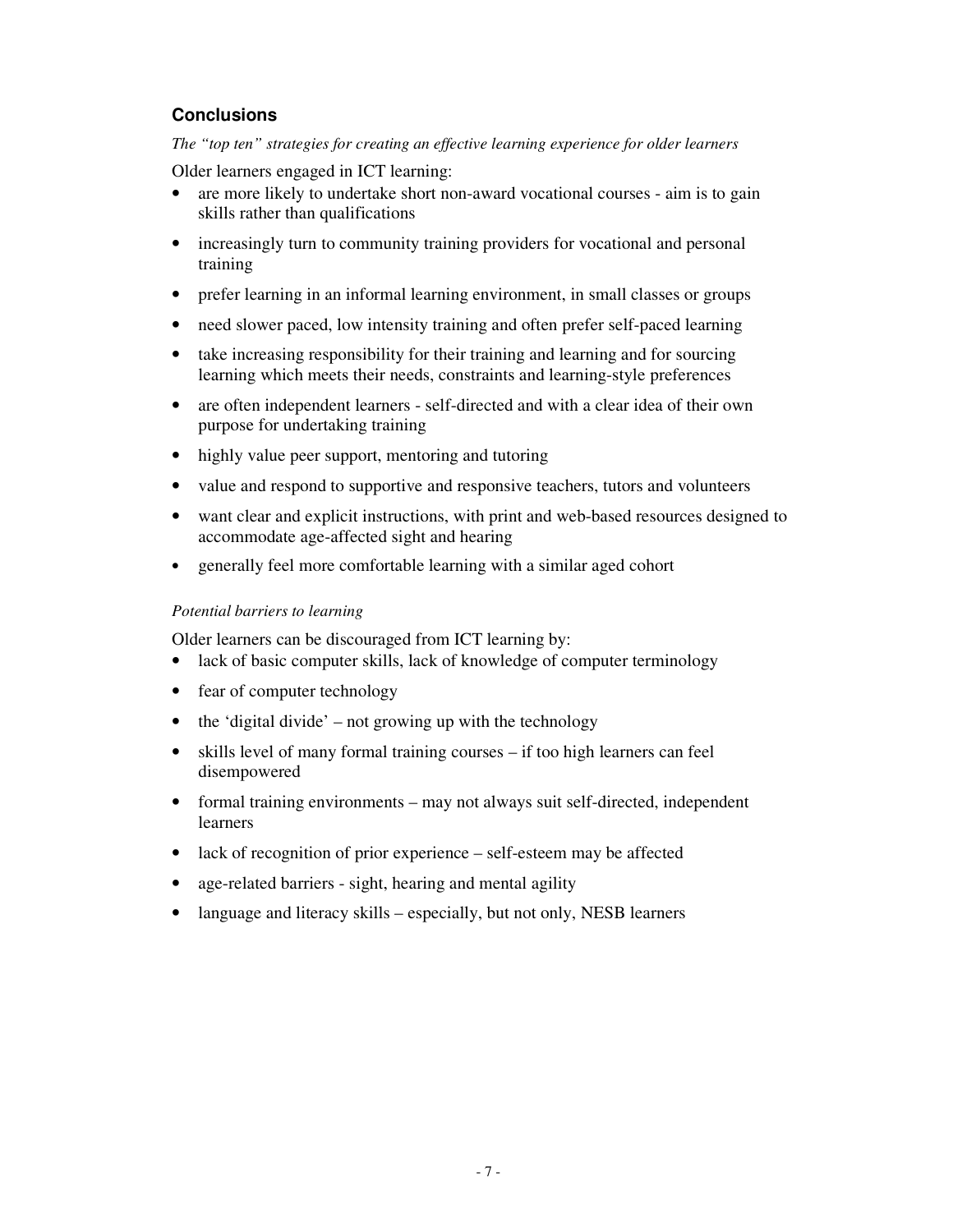## Conclusions

*The "top ten" strategies for creating an effective learning experience for older learners*

Older learners engaged in ICT learning:

- are more likely to undertake short non-award vocational courses - aim is to gain skills rather than qualifications
- increasingly turn to community training providers for vocational and personal training
- prefer learning in an informal learning environment, in small classes or groups
- need slower paced, low intensity training and often prefer self-paced learning
- take increasing responsibility for their training and learning and for sourcing learning which meets their needs, constraints and learning-style preferences
- are often independent learners - self-directed and with a clear idea of their own purpose for undertaking training
- highly value peer support, mentoring and tutoring
- value and respond to supportive and responsive teachers, tutors and volunteers
- want clear and explicit instructions, with print and web-based resources designed to accommodate age-affected sight and hearing
- generally feel more comfortable learning with a similar aged cohort

*Potential barriers to learning*

Older learners can be discouraged from ICT learning by:

- lack of basic computer skills, lack of knowledge of computer terminology
- fear of computer technology
- the 'digital divide' – not growing up with the technology
- skills level of many formal training courses – if too high learners can feel disempowered
- formal training environments – may not always suit self-directed, independent learners
- lack of recognition of prior experience – self-esteem may be affected
- age-related barriers - sight, hearing and mental agility
- language and literacy skills – especially, but not only, NESB learners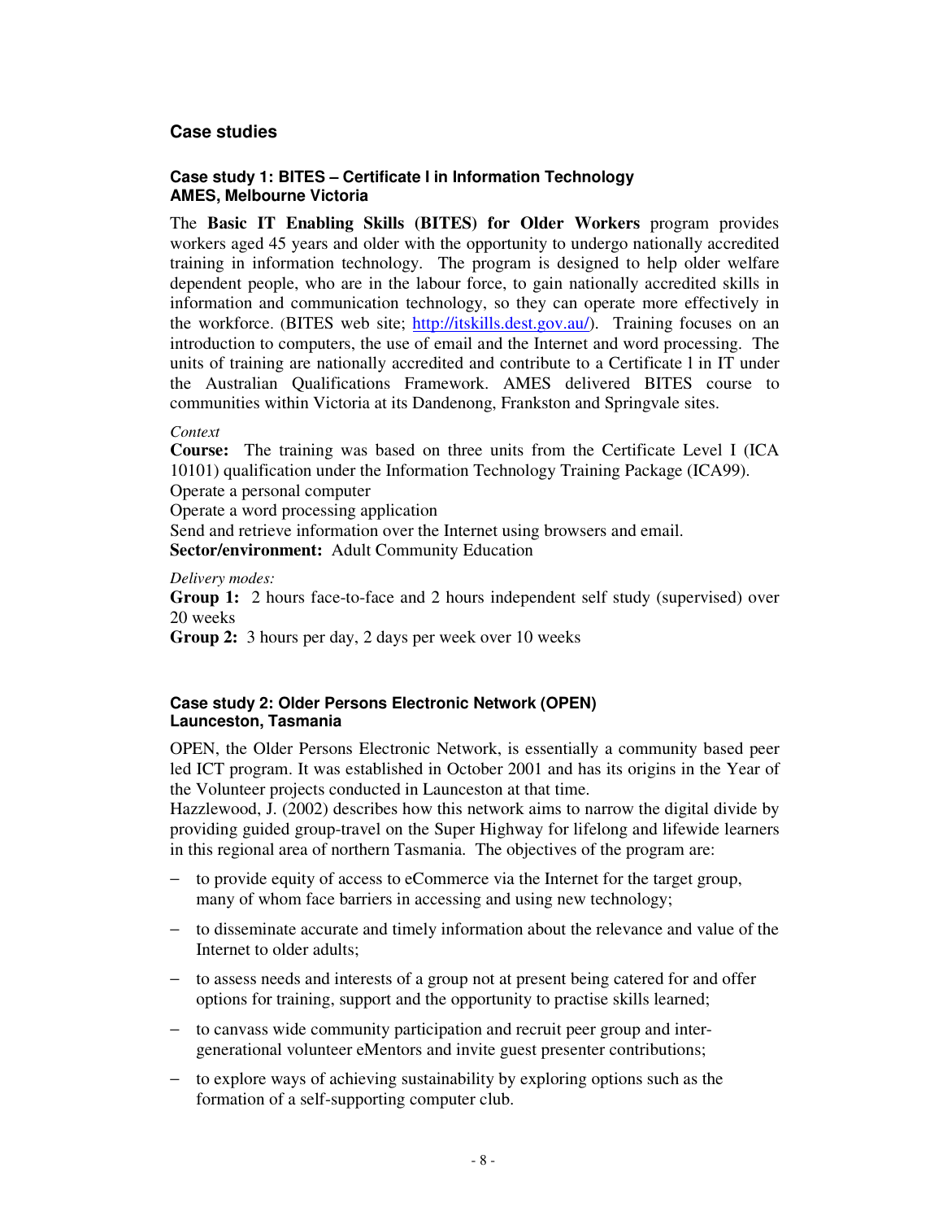## Case studies

### Case study 1: BITES – Certificate I in Information Technology AMES, Melbourne Victoria

The **Basic IT Enabling Skills (BITES) for Older Workers** program provides workers aged 45 years and older with the opportunity to undergo nationally accredited training in information technology. The program is designed to help older welfare dependent people, who are in the labour force, to gain nationally accredited skills in information and communication technology, so they can operate more effectively in the workforce. (BITES web site; http://itskills.dest.gov.au/). Training focuses on an introduction to computers, the use of email and the Internet and word processing. The units of training are nationally accredited and contribute to a Certificate l in IT under the Australian Qualifications Framework. AMES delivered BITES course to communities within Victoria at its Dandenong, Frankston and Springvale sites.

*Context*

**Course:** The training was based on three units from the Certificate Level I (ICA 10101) qualification under the Information Technology Training Package (ICA99).

Operate a personal computer

Operate a word processing application

Send and retrieve information over the Internet using browsers and email.

**Sector/environment:** Adult Community Education

*Delivery modes:*

**Group 1:** 2 hours face-to-face and 2 hours independent self study (supervised) over 20 weeks

**Group 2:** 3 hours per day, 2 days per week over 10 weeks

### Case study 2: Older Persons Electronic Network (OPEN) Launceston, Tasmania

OPEN, the Older Persons Electronic Network, is essentially a community based peer led ICT program. It was established in October 2001 and has its origins in the Year of the Volunteer projects conducted in Launceston at that time.

Hazzlewood, J. (2002) describes how this network aims to narrow the digital divide by providing guided group-travel on the Super Highway for lifelong and lifewide learners in this regional area of northern Tasmania. The objectives of the program are:

- to provide equity of access to eCommerce via the Internet for the target group, many of whom face barriers in accessing and using new technology;
- to disseminate accurate and timely information about the relevance and value of the Internet to older adults;
- to assess needs and interests of a group not at present being catered for and offer options for training, support and the opportunity to practise skills learned;
- to canvass wide community participation and recruit peer group and inter-generational volunteer eMentors and invite guest presenter contributions;
- to explore ways of achieving sustainability by exploring options such as the formation of a self-supporting computer club.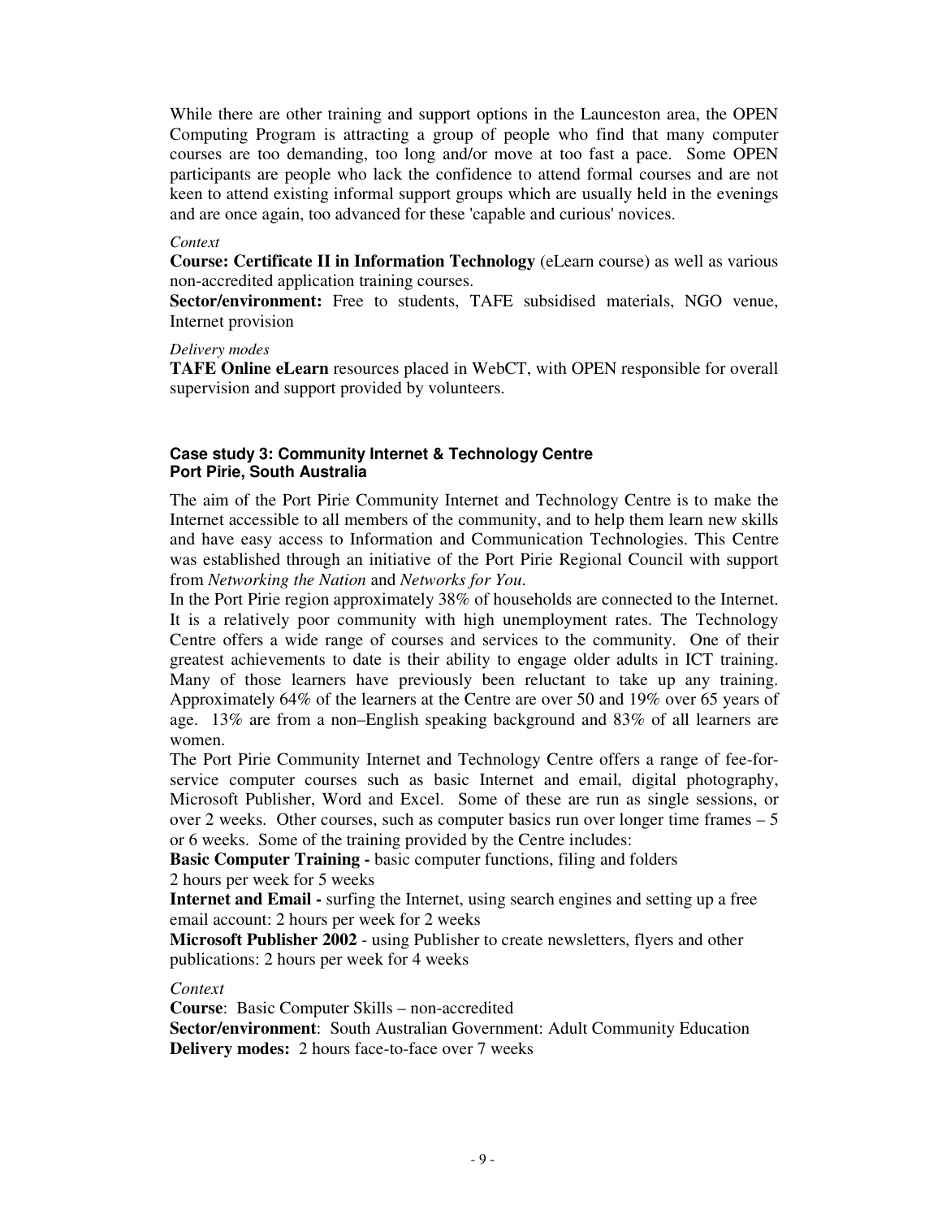While there are other training and support options in the Launceston area, the OPEN Computing Program is attracting a group of people who find that many computer courses are too demanding, too long and/or move at too fast a pace. Some OPEN participants are people who lack the confidence to attend formal courses and are not keen to attend existing informal support groups which are usually held in the evenings and are once again, too advanced for these 'capable and curious' novices.

*Context*

**Course: Certificate II in Information Technology** (eLearn course) as well as various non-accredited application training courses.

**Sector/environment:** Free to students, TAFE subsidised materials, NGO venue, Internet provision

*Delivery modes*

**TAFE Online eLearn** resources placed in WebCT, with OPEN responsible for overall supervision and support provided by volunteers.

### Case study 3: Community Internet & Technology Centre Port Pirie, South Australia

The aim of the Port Pirie Community Internet and Technology Centre is to make the Internet accessible to all members of the community, and to help them learn new skills and have easy access to Information and Communication Technologies. This Centre was established through an initiative of the Port Pirie Regional Council with support from *Networking the Nation* and *Networks for You*.

In the Port Pirie region approximately 38% of households are connected to the Internet. It is a relatively poor community with high unemployment rates. The Technology Centre offers a wide range of courses and services to the community. One of their greatest achievements to date is their ability to engage older adults in ICT training. Many of those learners have previously been reluctant to take up any training. Approximately 64% of the learners at the Centre are over 50 and 19% over 65 years of age. 13% are from a non–English speaking background and 83% of all learners are women.

The Port Pirie Community Internet and Technology Centre offers a range of fee-for-service computer courses such as basic Internet and email, digital photography, Microsoft Publisher, Word and Excel. Some of these are run as single sessions, or over 2 weeks. Other courses, such as computer basics run over longer time frames – 5 or 6 weeks. Some of the training provided by the Centre includes:

**Basic Computer Training -** basic computer functions, filing and folders
2 hours per week for 5 weeks

**Internet and Email -** surfing the Internet, using search engines and setting up a free email account: 2 hours per week for 2 weeks

**Microsoft Publisher 2002** - using Publisher to create newsletters, flyers and other publications: 2 hours per week for 4 weeks

*Context*

**Course**: Basic Computer Skills – non-accredited

**Sector/environment**: South Australian Government: Adult Community Education

**Delivery modes:** 2 hours face-to-face over 7 weeks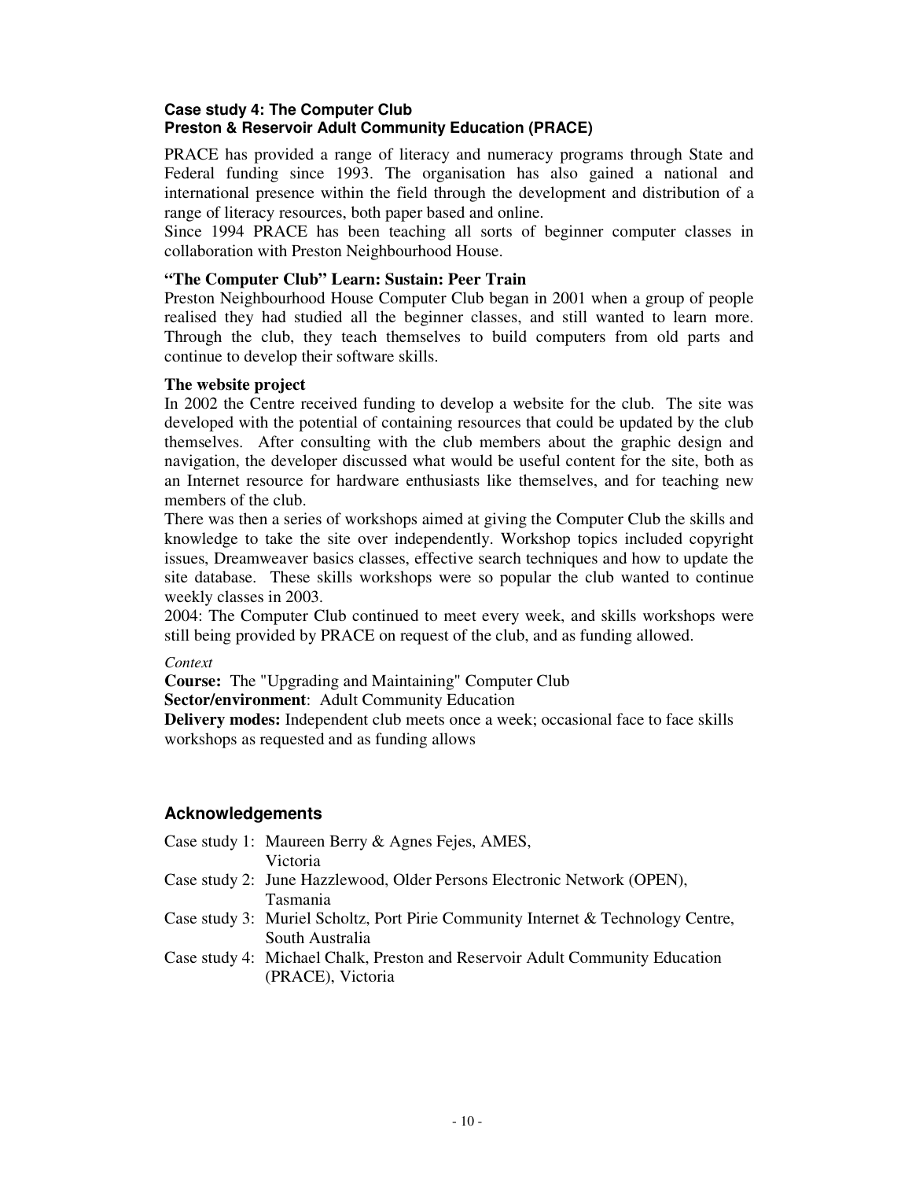### Case study 4: The Computer Club
### Preston & Reservoir Adult Community Education (PRACE)

PRACE has provided a range of literacy and numeracy programs through State and Federal funding since 1993. The organisation has also gained a national and international presence within the field through the development and distribution of a range of literacy resources, both paper based and online.

Since 1994 PRACE has been teaching all sorts of beginner computer classes in collaboration with Preston Neighbourhood House.

**"The Computer Club" Learn: Sustain: Peer Train**

Preston Neighbourhood House Computer Club began in 2001 when a group of people realised they had studied all the beginner classes, and still wanted to learn more. Through the club, they teach themselves to build computers from old parts and continue to develop their software skills.

**The website project**

In 2002 the Centre received funding to develop a website for the club. The site was developed with the potential of containing resources that could be updated by the club themselves. After consulting with the club members about the graphic design and navigation, the developer discussed what would be useful content for the site, both as an Internet resource for hardware enthusiasts like themselves, and for teaching new members of the club.

There was then a series of workshops aimed at giving the Computer Club the skills and knowledge to take the site over independently. Workshop topics included copyright issues, Dreamweaver basics classes, effective search techniques and how to update the site database. These skills workshops were so popular the club wanted to continue weekly classes in 2003.

2004: The Computer Club continued to meet every week, and skills workshops were still being provided by PRACE on request of the club, and as funding allowed.

*Context*

**Course:** The "Upgrading and Maintaining" Computer Club
**Sector/environment**: Adult Community Education
**Delivery modes:** Independent club meets once a week; occasional face to face skills workshops as requested and as funding allows

## Acknowledgements

Case study 1: Maureen Berry & Agnes Fejes, AMES, Victoria
Case study 2: June Hazzlewood, Older Persons Electronic Network (OPEN), Tasmania
Case study 3: Muriel Scholtz, Port Pirie Community Internet & Technology Centre, South Australia
Case study 4: Michael Chalk, Preston and Reservoir Adult Community Education (PRACE), Victoria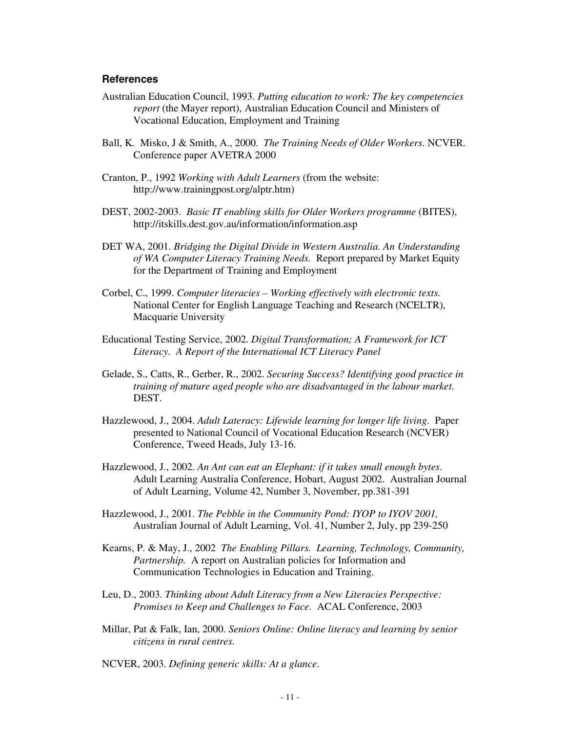### References

Australian Education Council, 1993. *Putting education to work: The key competencies report* (the Mayer report), Australian Education Council and Ministers of Vocational Education, Employment and Training

Ball, K. Misko, J & Smith, A., 2000. *The Training Needs of Older Workers*. NCVER. Conference paper AVETRA 2000

Cranton, P., 1992 *Working with Adult Learners* (from the website: http://www.trainingpost.org/alptr.htm)

DEST, 2002-2003. *Basic IT enabling skills for Older Workers programme* (BITES), http://itskills.dest.gov.au/information/information.asp

DET WA, 2001. *Bridging the Digital Divide in Western Australia. An Understanding of WA Computer Literacy Training Needs.* Report prepared by Market Equity for the Department of Training and Employment

Corbel, C., 1999. *Computer literacies – Working effectively with electronic texts.* National Center for English Language Teaching and Research (NCELTR), Macquarie University

Educational Testing Service, 2002. *Digital Transformation; A Framework for ICT Literacy. A Report of the International ICT Literacy Panel*

Gelade, S., Catts, R., Gerber, R., 2002. *Securing Success? Identifying good practice in training of mature aged people who are disadvantaged in the labour market.* DEST.

Hazzlewood, J., 2004. *Adult Lateracy: Lifewide learning for longer life living*. Paper presented to National Council of Vocational Education Research (NCVER) Conference, Tweed Heads, July 13-16.

Hazzlewood, J., 2002. *An Ant can eat an Elephant: if it takes small enough bytes*. Adult Learning Australia Conference, Hobart, August 2002. Australian Journal of Adult Learning, Volume 42, Number 3, November, pp.381-391

Hazzlewood, J., 2001. *The Pebble in the Community Pond: IYOP to IYOV 2001,* Australian Journal of Adult Learning, Vol. 41, Number 2, July, pp 239-250

Kearns, P. & May, J., 2002 *The Enabling Pillars. Learning, Technology, Community, Partnership.* A report on Australian policies for Information and Communication Technologies in Education and Training.

Leu, D., 2003. *Thinking about Adult Literacy from a New Literacies Perspective: Promises to Keep and Challenges to Face.* ACAL Conference, 2003

Millar, Pat & Falk, Ian, 2000. *Seniors Online: Online literacy and learning by senior citizens in rural centres.*

NCVER, 2003. *Defining generic skills: At a glance*.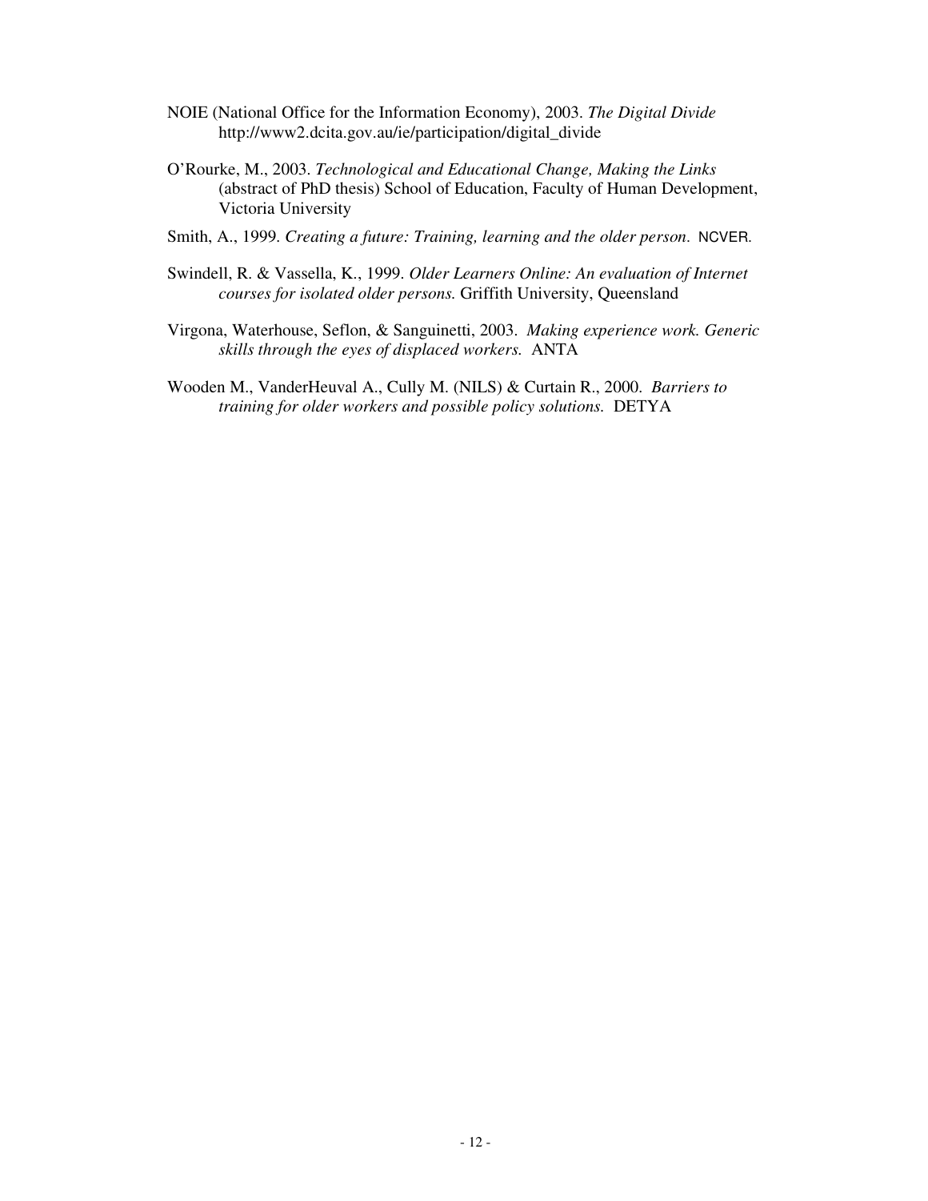NOIE (National Office for the Information Economy), 2003. *The Digital Divide* http://www2.dcita.gov.au/ie/participation/digital_divide

O'Rourke, M., 2003. *Technological and Educational Change, Making the Links* (abstract of PhD thesis) School of Education, Faculty of Human Development, Victoria University

Smith, A., 1999. *Creating a future: Training, learning and the older person.* NCVER.

Swindell, R. & Vassella, K., 1999. *Older Learners Online: An evaluation of Internet courses for isolated older persons.* Griffith University, Queensland

Virgona, Waterhouse, Seflon, & Sanguinetti, 2003. *Making experience work. Generic skills through the eyes of displaced workers.* ANTA

Wooden M., VanderHeuval A., Cully M. (NILS) & Curtain R., 2000. *Barriers to training for older workers and possible policy solutions.* DETYA